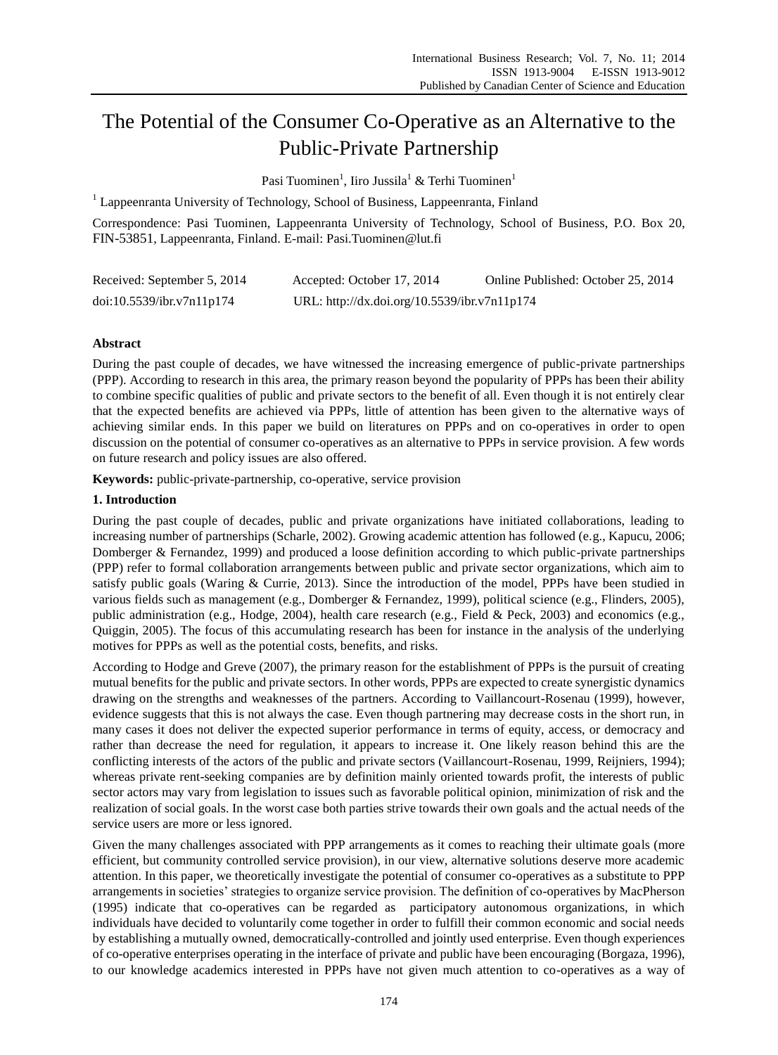# The Potential of the Consumer Co-Operative as an Alternative to the Public-Private Partnership

Pasi Tuominen[1], Iiro Jussila[1] & Terhi Tuominen[1]

[1] Lappeenranta University of Technology, School of Business, Lappeenranta, Finland

Correspondence: Pasi Tuominen, Lappeenranta University of Technology, School of Business, P.O. Box 20, FIN-53851, Lappeenranta, Finland. E-mail: Pasi.Tuominen@lut.fi

| Received: September 5, 2014 | Accepted: October 17, 2014 | Online Published: October 25, 2014 |
|---|---|---|
| doi:10.5539/ibr.v7n11p174 | URL: http://dx.doi.org/10.5539/ibr.v7n11p174 | |

## Abstract

During the past couple of decades, we have witnessed the increasing emergence of public-private partnerships (PPP). According to research in this area, the primary reason beyond the popularity of PPPs has been their ability to combine specific qualities of public and private sectors to the benefit of all. Even though it is not entirely clear that the expected benefits are achieved via PPPs, little of attention has been given to the alternative ways of achieving similar ends. In this paper we build on literatures on PPPs and on co-operatives in order to open discussion on the potential of consumer co-operatives as an alternative to PPPs in service provision. A few words on future research and policy issues are also offered.

**Keywords:** public-private-partnership, co-operative, service provision

## 1. Introduction

During the past couple of decades, public and private organizations have initiated collaborations, leading to increasing number of partnerships (Scharle, 2002). Growing academic attention has followed (e.g., Kapucu, 2006; Domberger & Fernandez, 1999) and produced a loose definition according to which public-private partnerships (PPP) refer to formal collaboration arrangements between public and private sector organizations, which aim to satisfy public goals (Waring & Currie, 2013). Since the introduction of the model, PPPs have been studied in various fields such as management (e.g., Domberger & Fernandez, 1999), political science (e.g., Flinders, 2005), public administration (e.g., Hodge, 2004), health care research (e.g., Field & Peck, 2003) and economics (e.g., Quiggin, 2005). The focus of this accumulating research has been for instance in the analysis of the underlying motives for PPPs as well as the potential costs, benefits, and risks.

According to Hodge and Greve (2007), the primary reason for the establishment of PPPs is the pursuit of creating mutual benefits for the public and private sectors. In other words, PPPs are expected to create synergistic dynamics drawing on the strengths and weaknesses of the partners. According to Vaillancourt-Rosenau (1999), however, evidence suggests that this is not always the case. Even though partnering may decrease costs in the short run, in many cases it does not deliver the expected superior performance in terms of equity, access, or democracy and rather than decrease the need for regulation, it appears to increase it. One likely reason behind this are the conflicting interests of the actors of the public and private sectors (Vaillancourt-Rosenau, 1999, Reijniers, 1994); whereas private rent-seeking companies are by definition mainly oriented towards profit, the interests of public sector actors may vary from legislation to issues such as favorable political opinion, minimization of risk and the realization of social goals. In the worst case both parties strive towards their own goals and the actual needs of the service users are more or less ignored.

Given the many challenges associated with PPP arrangements as it comes to reaching their ultimate goals (more efficient, but community controlled service provision), in our view, alternative solutions deserve more academic attention. In this paper, we theoretically investigate the potential of consumer co-operatives as a substitute to PPP arrangements in societies' strategies to organize service provision. The definition of co-operatives by MacPherson (1995) indicate that co-operatives can be regarded as participatory autonomous organizations, in which individuals have decided to voluntarily come together in order to fulfill their common economic and social needs by establishing a mutually owned, democratically-controlled and jointly used enterprise. Even though experiences of co-operative enterprises operating in the interface of private and public have been encouraging (Borgaza, 1996), to our knowledge academics interested in PPPs have not given much attention to co-operatives as a way of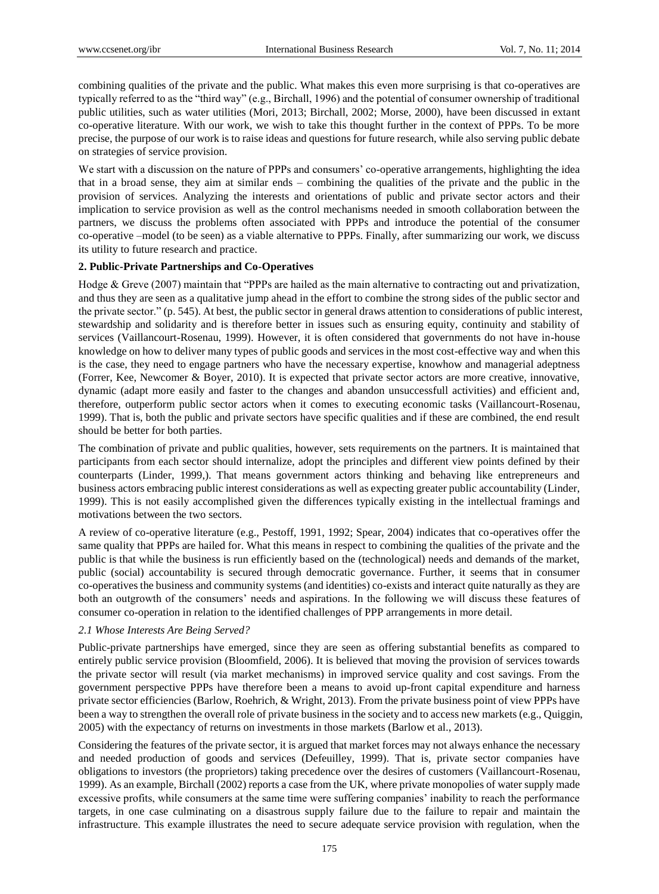combining qualities of the private and the public. What makes this even more surprising is that co-operatives are typically referred to as the "third way" (e.g., Birchall, 1996) and the potential of consumer ownership of traditional public utilities, such as water utilities (Mori, 2013; Birchall, 2002; Morse, 2000), have been discussed in extant co-operative literature. With our work, we wish to take this thought further in the context of PPPs. To be more precise, the purpose of our work is to raise ideas and questions for future research, while also serving public debate on strategies of service provision.

We start with a discussion on the nature of PPPs and consumers' co-operative arrangements, highlighting the idea that in a broad sense, they aim at similar ends – combining the qualities of the private and the public in the provision of services. Analyzing the interests and orientations of public and private sector actors and their implication to service provision as well as the control mechanisms needed in smooth collaboration between the partners, we discuss the problems often associated with PPPs and introduce the potential of the consumer co-operative –model (to be seen) as a viable alternative to PPPs. Finally, after summarizing our work, we discuss its utility to future research and practice.

## 2. Public-Private Partnerships and Co-Operatives

Hodge & Greve (2007) maintain that "PPPs are hailed as the main alternative to contracting out and privatization, and thus they are seen as a qualitative jump ahead in the effort to combine the strong sides of the public sector and the private sector." (p. 545). At best, the public sector in general draws attention to considerations of public interest, stewardship and solidarity and is therefore better in issues such as ensuring equity, continuity and stability of services (Vaillancourt-Rosenau, 1999). However, it is often considered that governments do not have in-house knowledge on how to deliver many types of public goods and services in the most cost-effective way and when this is the case, they need to engage partners who have the necessary expertise, knowhow and managerial adeptness (Forrer, Kee, Newcomer & Boyer, 2010). It is expected that private sector actors are more creative, innovative, dynamic (adapt more easily and faster to the changes and abandon unsuccessfull activities) and efficient and, therefore, outperform public sector actors when it comes to executing economic tasks (Vaillancourt-Rosenau, 1999). That is, both the public and private sectors have specific qualities and if these are combined, the end result should be better for both parties.

The combination of private and public qualities, however, sets requirements on the partners. It is maintained that participants from each sector should internalize, adopt the principles and different view points defined by their counterparts (Linder, 1999,). That means government actors thinking and behaving like entrepreneurs and business actors embracing public interest considerations as well as expecting greater public accountability (Linder, 1999). This is not easily accomplished given the differences typically existing in the intellectual framings and motivations between the two sectors.

A review of co-operative literature (e.g., Pestoff, 1991, 1992; Spear, 2004) indicates that co-operatives offer the same quality that PPPs are hailed for. What this means in respect to combining the qualities of the private and the public is that while the business is run efficiently based on the (technological) needs and demands of the market, public (social) accountability is secured through democratic governance. Further, it seems that in consumer co-operatives the business and community systems (and identities) co-exists and interact quite naturally as they are both an outgrowth of the consumers' needs and aspirations. In the following we will discuss these features of consumer co-operation in relation to the identified challenges of PPP arrangements in more detail.

### *2.1 Whose Interests Are Being Served?*

Public-private partnerships have emerged, since they are seen as offering substantial benefits as compared to entirely public service provision (Bloomfield, 2006). It is believed that moving the provision of services towards the private sector will result (via market mechanisms) in improved service quality and cost savings. From the government perspective PPPs have therefore been a means to avoid up-front capital expenditure and harness private sector efficiencies (Barlow, Roehrich, & Wright, 2013). From the private business point of view PPPs have been a way to strengthen the overall role of private business in the society and to access new markets (e.g., Quiggin, 2005) with the expectancy of returns on investments in those markets (Barlow et al., 2013).

Considering the features of the private sector, it is argued that market forces may not always enhance the necessary and needed production of goods and services (Defeuilley, 1999). That is, private sector companies have obligations to investors (the proprietors) taking precedence over the desires of customers (Vaillancourt-Rosenau, 1999). As an example, Birchall (2002) reports a case from the UK, where private monopolies of water supply made excessive profits, while consumers at the same time were suffering companies' inability to reach the performance targets, in one case culminating on a disastrous supply failure due to the failure to repair and maintain the infrastructure. This example illustrates the need to secure adequate service provision with regulation, when the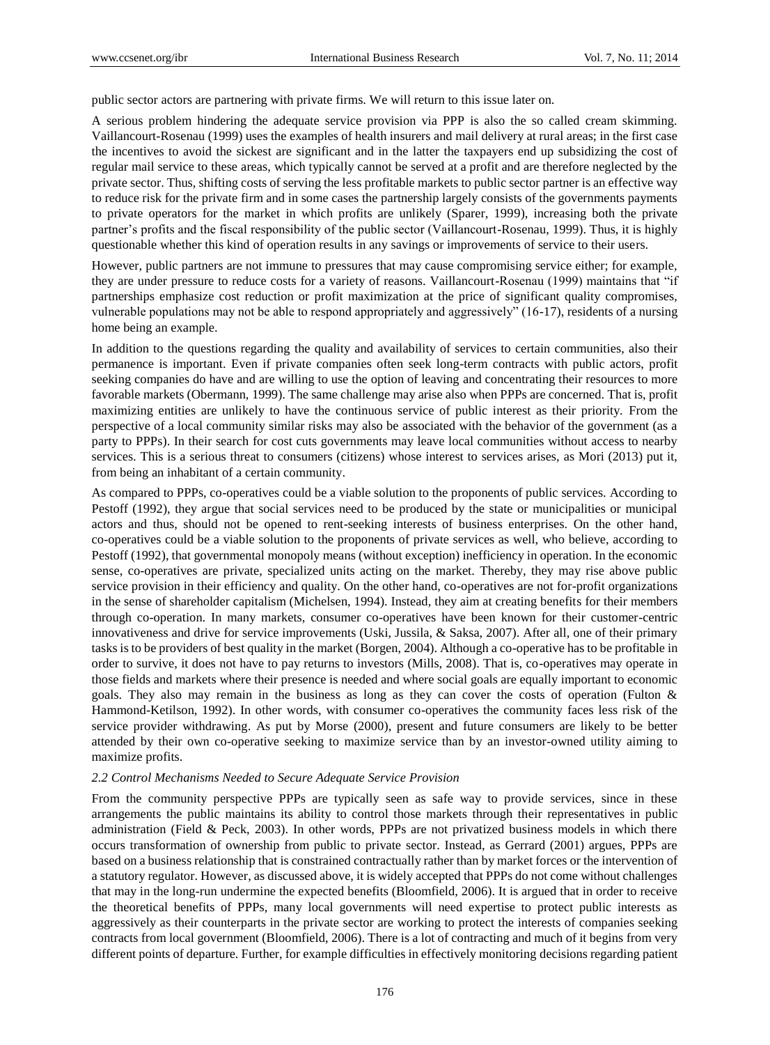public sector actors are partnering with private firms. We will return to this issue later on.

A serious problem hindering the adequate service provision via PPP is also the so called cream skimming. Vaillancourt-Rosenau (1999) uses the examples of health insurers and mail delivery at rural areas; in the first case the incentives to avoid the sickest are significant and in the latter the taxpayers end up subsidizing the cost of regular mail service to these areas, which typically cannot be served at a profit and are therefore neglected by the private sector. Thus, shifting costs of serving the less profitable markets to public sector partner is an effective way to reduce risk for the private firm and in some cases the partnership largely consists of the governments payments to private operators for the market in which profits are unlikely (Sparer, 1999), increasing both the private partner's profits and the fiscal responsibility of the public sector (Vaillancourt-Rosenau, 1999). Thus, it is highly questionable whether this kind of operation results in any savings or improvements of service to their users.

However, public partners are not immune to pressures that may cause compromising service either; for example, they are under pressure to reduce costs for a variety of reasons. Vaillancourt-Rosenau (1999) maintains that "if partnerships emphasize cost reduction or profit maximization at the price of significant quality compromises, vulnerable populations may not be able to respond appropriately and aggressively" (16-17), residents of a nursing home being an example.

In addition to the questions regarding the quality and availability of services to certain communities, also their permanence is important. Even if private companies often seek long-term contracts with public actors, profit seeking companies do have and are willing to use the option of leaving and concentrating their resources to more favorable markets (Obermann, 1999). The same challenge may arise also when PPPs are concerned. That is, profit maximizing entities are unlikely to have the continuous service of public interest as their priority. From the perspective of a local community similar risks may also be associated with the behavior of the government (as a party to PPPs). In their search for cost cuts governments may leave local communities without access to nearby services. This is a serious threat to consumers (citizens) whose interest to services arises, as Mori (2013) put it, from being an inhabitant of a certain community.

As compared to PPPs, co-operatives could be a viable solution to the proponents of public services. According to Pestoff (1992), they argue that social services need to be produced by the state or municipalities or municipal actors and thus, should not be opened to rent-seeking interests of business enterprises. On the other hand, co-operatives could be a viable solution to the proponents of private services as well, who believe, according to Pestoff (1992), that governmental monopoly means (without exception) inefficiency in operation. In the economic sense, co-operatives are private, specialized units acting on the market. Thereby, they may rise above public service provision in their efficiency and quality. On the other hand, co-operatives are not for-profit organizations in the sense of shareholder capitalism (Michelsen, 1994). Instead, they aim at creating benefits for their members through co-operation. In many markets, consumer co-operatives have been known for their customer-centric innovativeness and drive for service improvements (Uski, Jussila, & Saksa, 2007). After all, one of their primary tasks is to be providers of best quality in the market (Borgen, 2004). Although a co-operative has to be profitable in order to survive, it does not have to pay returns to investors (Mills, 2008). That is, co-operatives may operate in those fields and markets where their presence is needed and where social goals are equally important to economic goals. They also may remain in the business as long as they can cover the costs of operation (Fulton & Hammond-Ketilson, 1992). In other words, with consumer co-operatives the community faces less risk of the service provider withdrawing. As put by Morse (2000), present and future consumers are likely to be better attended by their own co-operative seeking to maximize service than by an investor-owned utility aiming to maximize profits.

### *2.2 Control Mechanisms Needed to Secure Adequate Service Provision*

From the community perspective PPPs are typically seen as safe way to provide services, since in these arrangements the public maintains its ability to control those markets through their representatives in public administration (Field & Peck, 2003). In other words, PPPs are not privatized business models in which there occurs transformation of ownership from public to private sector. Instead, as Gerrard (2001) argues, PPPs are based on a business relationship that is constrained contractually rather than by market forces or the intervention of a statutory regulator. However, as discussed above, it is widely accepted that PPPs do not come without challenges that may in the long-run undermine the expected benefits (Bloomfield, 2006). It is argued that in order to receive the theoretical benefits of PPPs, many local governments will need expertise to protect public interests as aggressively as their counterparts in the private sector are working to protect the interests of companies seeking contracts from local government (Bloomfield, 2006). There is a lot of contracting and much of it begins from very different points of departure. Further, for example difficulties in effectively monitoring decisions regarding patient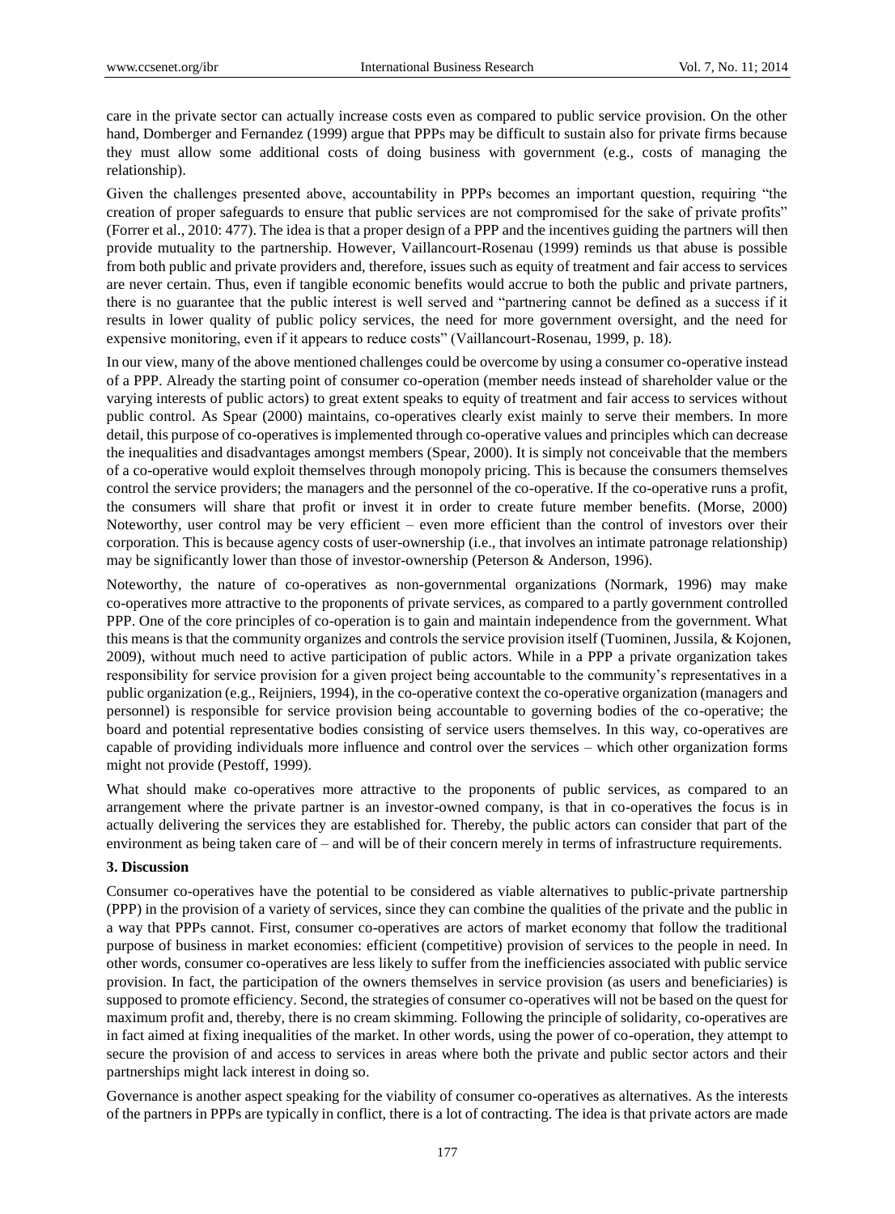care in the private sector can actually increase costs even as compared to public service provision. On the other hand, Domberger and Fernandez (1999) argue that PPPs may be difficult to sustain also for private firms because they must allow some additional costs of doing business with government (e.g., costs of managing the relationship).

Given the challenges presented above, accountability in PPPs becomes an important question, requiring "the creation of proper safeguards to ensure that public services are not compromised for the sake of private profits" (Forrer et al., 2010: 477). The idea is that a proper design of a PPP and the incentives guiding the partners will then provide mutuality to the partnership. However, Vaillancourt-Rosenau (1999) reminds us that abuse is possible from both public and private providers and, therefore, issues such as equity of treatment and fair access to services are never certain. Thus, even if tangible economic benefits would accrue to both the public and private partners, there is no guarantee that the public interest is well served and "partnering cannot be defined as a success if it results in lower quality of public policy services, the need for more government oversight, and the need for expensive monitoring, even if it appears to reduce costs" (Vaillancourt-Rosenau, 1999, p. 18).

In our view, many of the above mentioned challenges could be overcome by using a consumer co-operative instead of a PPP. Already the starting point of consumer co-operation (member needs instead of shareholder value or the varying interests of public actors) to great extent speaks to equity of treatment and fair access to services without public control. As Spear (2000) maintains, co-operatives clearly exist mainly to serve their members. In more detail, this purpose of co-operatives is implemented through co-operative values and principles which can decrease the inequalities and disadvantages amongst members (Spear, 2000). It is simply not conceivable that the members of a co-operative would exploit themselves through monopoly pricing. This is because the consumers themselves control the service providers; the managers and the personnel of the co-operative. If the co-operative runs a profit, the consumers will share that profit or invest it in order to create future member benefits. (Morse, 2000) Noteworthy, user control may be very efficient – even more efficient than the control of investors over their corporation. This is because agency costs of user-ownership (i.e., that involves an intimate patronage relationship) may be significantly lower than those of investor-ownership (Peterson & Anderson, 1996).

Noteworthy, the nature of co-operatives as non-governmental organizations (Normark, 1996) may make co-operatives more attractive to the proponents of private services, as compared to a partly government controlled PPP. One of the core principles of co-operation is to gain and maintain independence from the government. What this means is that the community organizes and controls the service provision itself (Tuominen, Jussila, & Kojonen, 2009), without much need to active participation of public actors. While in a PPP a private organization takes responsibility for service provision for a given project being accountable to the community's representatives in a public organization (e.g., Reijniers, 1994), in the co-operative context the co-operative organization (managers and personnel) is responsible for service provision being accountable to governing bodies of the co-operative; the board and potential representative bodies consisting of service users themselves. In this way, co-operatives are capable of providing individuals more influence and control over the services – which other organization forms might not provide (Pestoff, 1999).

What should make co-operatives more attractive to the proponents of public services, as compared to an arrangement where the private partner is an investor-owned company, is that in co-operatives the focus is in actually delivering the services they are established for. Thereby, the public actors can consider that part of the environment as being taken care of – and will be of their concern merely in terms of infrastructure requirements.

## 3. Discussion

Consumer co-operatives have the potential to be considered as viable alternatives to public-private partnership (PPP) in the provision of a variety of services, since they can combine the qualities of the private and the public in a way that PPPs cannot. First, consumer co-operatives are actors of market economy that follow the traditional purpose of business in market economies: efficient (competitive) provision of services to the people in need. In other words, consumer co-operatives are less likely to suffer from the inefficiencies associated with public service provision. In fact, the participation of the owners themselves in service provision (as users and beneficiaries) is supposed to promote efficiency. Second, the strategies of consumer co-operatives will not be based on the quest for maximum profit and, thereby, there is no cream skimming. Following the principle of solidarity, co-operatives are in fact aimed at fixing inequalities of the market. In other words, using the power of co-operation, they attempt to secure the provision of and access to services in areas where both the private and public sector actors and their partnerships might lack interest in doing so.

Governance is another aspect speaking for the viability of consumer co-operatives as alternatives. As the interests of the partners in PPPs are typically in conflict, there is a lot of contracting. The idea is that private actors are made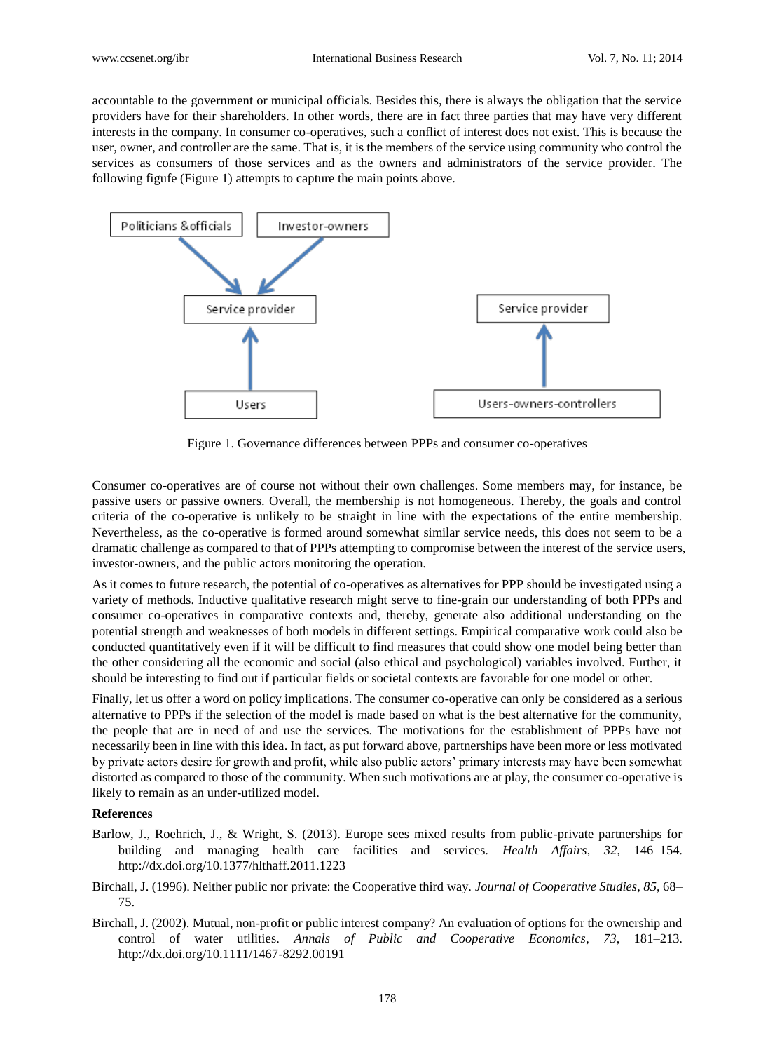accountable to the government or municipal officials. Besides this, there is always the obligation that the service providers have for their shareholders. In other words, there are in fact three parties that may have very different interests in the company. In consumer co-operatives, such a conflict of interest does not exist. This is because the user, owner, and controller are the same. That is, it is the members of the service using community who control the services as consumers of those services and as the owners and administrators of the service provider. The following figufe (Figure 1) attempts to capture the main points above.

Politicians &officials

Investor-owners

Service provider

Users

Service provider

Users-owners-controllers

Figure 1. Governance differences between PPPs and consumer co-operatives

Consumer co-operatives are of course not without their own challenges. Some members may, for instance, be passive users or passive owners. Overall, the membership is not homogeneous. Thereby, the goals and control criteria of the co-operative is unlikely to be straight in line with the expectations of the entire membership. Nevertheless, as the co-operative is formed around somewhat similar service needs, this does not seem to be a dramatic challenge as compared to that of PPPs attempting to compromise between the interest of the service users, investor-owners, and the public actors monitoring the operation.

As it comes to future research, the potential of co-operatives as alternatives for PPP should be investigated using a variety of methods. Inductive qualitative research might serve to fine-grain our understanding of both PPPs and consumer co-operatives in comparative contexts and, thereby, generate also additional understanding on the potential strength and weaknesses of both models in different settings. Empirical comparative work could also be conducted quantitatively even if it will be difficult to find measures that could show one model being better than the other considering all the economic and social (also ethical and psychological) variables involved. Further, it should be interesting to find out if particular fields or societal contexts are favorable for one model or other.

Finally, let us offer a word on policy implications. The consumer co-operative can only be considered as a serious alternative to PPPs if the selection of the model is made based on what is the best alternative for the community, the people that are in need of and use the services. The motivations for the establishment of PPPs have not necessarily been in line with this idea. In fact, as put forward above, partnerships have been more or less motivated by private actors desire for growth and profit, while also public actors' primary interests may have been somewhat distorted as compared to those of the community. When such motivations are at play, the consumer co-operative is likely to remain as an under-utilized model.

## References

Barlow, J., Roehrich, J., & Wright, S. (2013). Europe sees mixed results from public-private partnerships for building and managing health care facilities and services. *Health Affairs*, *32*, 146–154. http://dx.doi.org/10.1377/hlthaff.2011.1223

Birchall, J. (1996). Neither public nor private: the Cooperative third way. *Journal of Cooperative Studies*, *85*, 68–75.

Birchall, J. (2002). Mutual, non-profit or public interest company? An evaluation of options for the ownership and control of water utilities. *Annals of Public and Cooperative Economics*, *73*, 181–213. http://dx.doi.org/10.1111/1467-8292.00191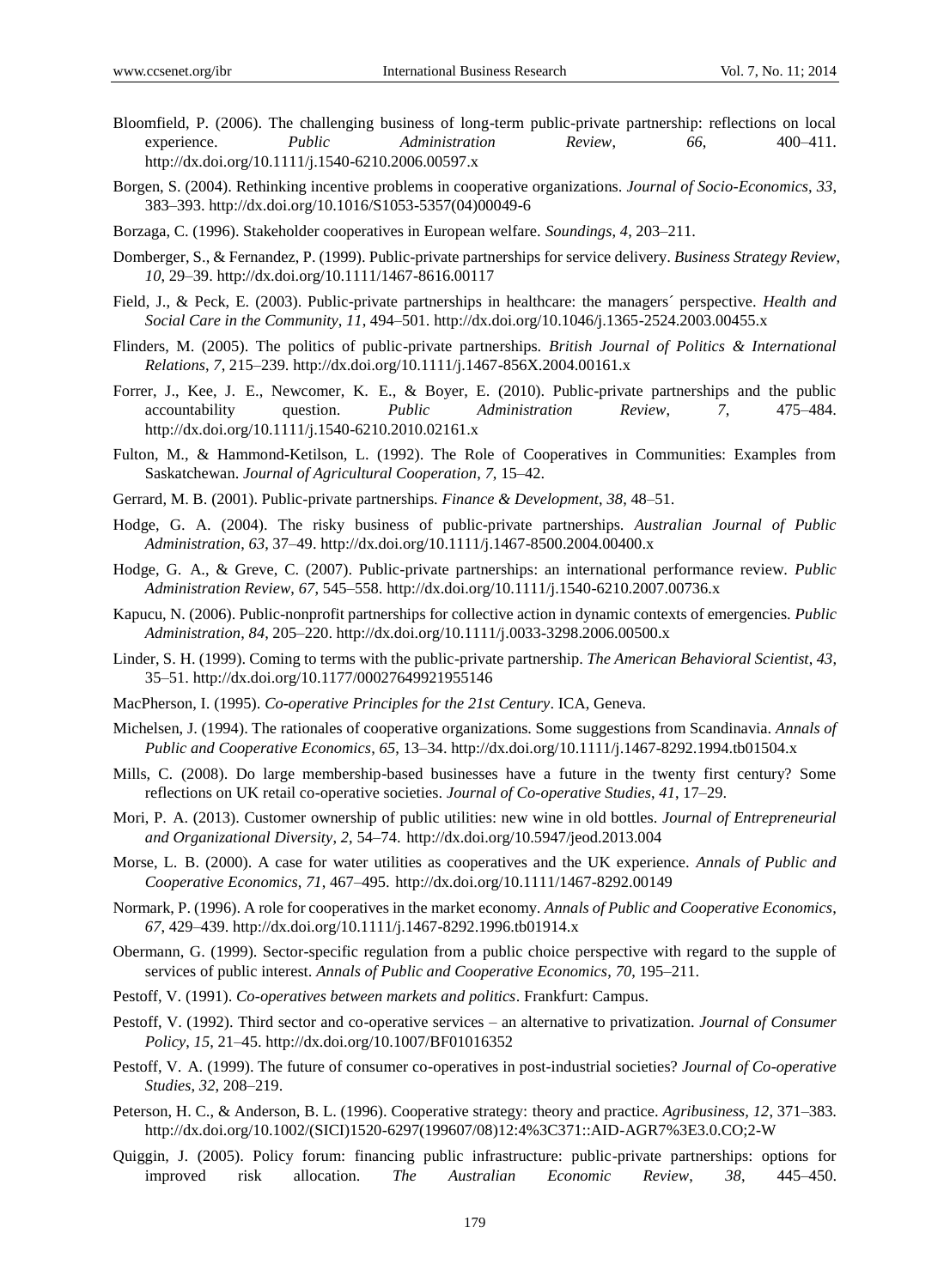Bloomfield, P. (2006). The challenging business of long-term public-private partnership: reflections on local experience. *Public Administration Review*, *66*, 400–411. http://dx.doi.org/10.1111/j.1540-6210.2006.00597.x

Borgen, S. (2004). Rethinking incentive problems in cooperative organizations. *Journal of Socio-Economics*, *33*, 383–393. http://dx.doi.org/10.1016/S1053-5357(04)00049-6

Borzaga, C. (1996). Stakeholder cooperatives in European welfare. *Soundings*, *4*, 203–211.

Domberger, S., & Fernandez, P. (1999). Public-private partnerships for service delivery. *Business Strategy Review*, *10*, 29–39. http://dx.doi.org/10.1111/1467-8616.00117

Field, J., & Peck, E. (2003). Public-private partnerships in healthcare: the managers´ perspective. *Health and Social Care in the Community*, *11*, 494–501. http://dx.doi.org/10.1046/j.1365-2524.2003.00455.x

Flinders, M. (2005). The politics of public-private partnerships. *British Journal of Politics & International Relations*, *7*, 215–239. http://dx.doi.org/10.1111/j.1467-856X.2004.00161.x

Forrer, J., Kee, J. E., Newcomer, K. E., & Boyer, E. (2010). Public-private partnerships and the public accountability question. *Public Administration Review*, *7*, 475–484. http://dx.doi.org/10.1111/j.1540-6210.2010.02161.x

Fulton, M., & Hammond-Ketilson, L. (1992). The Role of Cooperatives in Communities: Examples from Saskatchewan. *Journal of Agricultural Cooperation*, *7*, 15–42.

Gerrard, M. B. (2001). Public-private partnerships. *Finance & Development*, *38*, 48–51.

Hodge, G. A. (2004). The risky business of public-private partnerships. *Australian Journal of Public Administration*, *63*, 37–49. http://dx.doi.org/10.1111/j.1467-8500.2004.00400.x

Hodge, G. A., & Greve, C. (2007). Public-private partnerships: an international performance review. *Public Administration Review*, *67*, 545–558. http://dx.doi.org/10.1111/j.1540-6210.2007.00736.x

Kapucu, N. (2006). Public-nonprofit partnerships for collective action in dynamic contexts of emergencies. *Public Administration*, *84*, 205–220. http://dx.doi.org/10.1111/j.0033-3298.2006.00500.x

Linder, S. H. (1999). Coming to terms with the public-private partnership. *The American Behavioral Scientist*, *43*, 35–51. http://dx.doi.org/10.1177/00027649921955146

MacPherson, I. (1995). *Co-operative Principles for the 21st Century*. ICA, Geneva.

Michelsen, J. (1994). The rationales of cooperative organizations. Some suggestions from Scandinavia. *Annals of Public and Cooperative Economics*, *65*, 13–34. http://dx.doi.org/10.1111/j.1467-8292.1994.tb01504.x

Mills, C. (2008). Do large membership-based businesses have a future in the twenty first century? Some reflections on UK retail co-operative societies. *Journal of Co-operative Studies*, *41*, 17–29.

Mori, P. A. (2013). Customer ownership of public utilities: new wine in old bottles. *Journal of Entrepreneurial and Organizational Diversity*, *2*, 54–74. http://dx.doi.org/10.5947/jeod.2013.004

Morse, L. B. (2000). A case for water utilities as cooperatives and the UK experience. *Annals of Public and Cooperative Economics*, *71*, 467–495. http://dx.doi.org/10.1111/1467-8292.00149

Normark, P. (1996). A role for cooperatives in the market economy. *Annals of Public and Cooperative Economics*, *67*, 429–439. http://dx.doi.org/10.1111/j.1467-8292.1996.tb01914.x

Obermann, G. (1999). Sector-specific regulation from a public choice perspective with regard to the supple of services of public interest. *Annals of Public and Cooperative Economics*, *70*, 195–211.

Pestoff, V. (1991). *Co-operatives between markets and politics*. Frankfurt: Campus.

Pestoff, V. (1992). Third sector and co-operative services – an alternative to privatization. *Journal of Consumer Policy*, *15*, 21–45. http://dx.doi.org/10.1007/BF01016352

Pestoff, V. A. (1999). The future of consumer co-operatives in post-industrial societies? *Journal of Co-operative Studies*, *32*, 208–219.

Peterson, H. C., & Anderson, B. L. (1996). Cooperative strategy: theory and practice. *Agribusiness*, *12*, 371–383. http://dx.doi.org/10.1002/(SICI)1520-6297(199607/08)12:4%3C371::AID-AGR7%3E3.0.CO;2-W

Quiggin, J. (2005). Policy forum: financing public infrastructure: public-private partnerships: options for improved risk allocation. *The Australian Economic Review*, *38*, 445–450.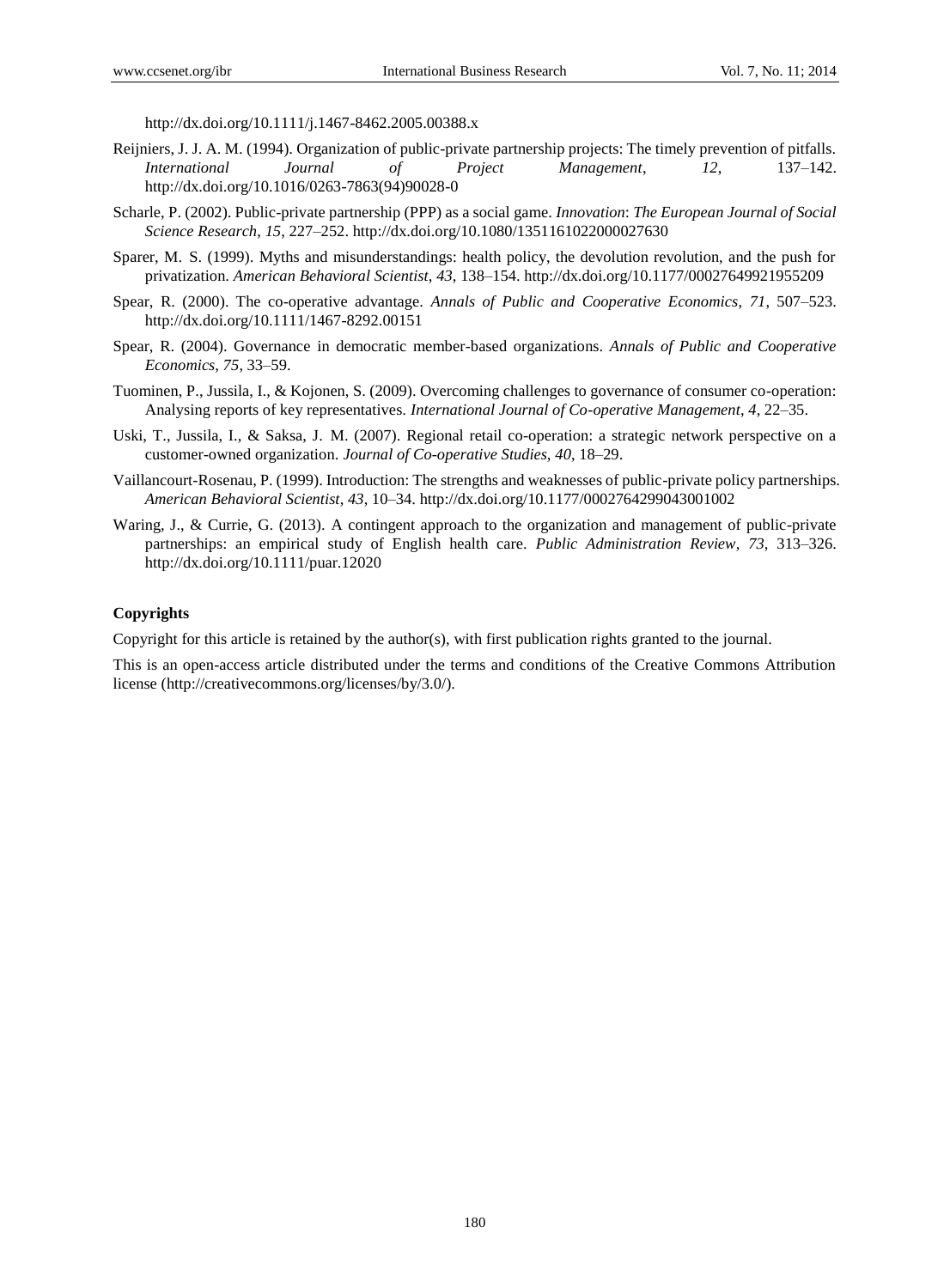http://dx.doi.org/10.1111/j.1467-8462.2005.00388.x

Reijniers, J. J. A. M. (1994). Organization of public-private partnership projects: The timely prevention of pitfalls. *International Journal of Project Management*, *12*, 137–142. http://dx.doi.org/10.1016/0263-7863(94)90028-0

Scharle, P. (2002). Public-private partnership (PPP) as a social game. *Innovation*: *The European Journal of Social Science Research*, *15*, 227–252. http://dx.doi.org/10.1080/1351161022000027630

Sparer, M. S. (1999). Myths and misunderstandings: health policy, the devolution revolution, and the push for privatization. *American Behavioral Scientist*, *43*, 138–154. http://dx.doi.org/10.1177/00027649921955209

Spear, R. (2000). The co-operative advantage. *Annals of Public and Cooperative Economics*, *71*, 507–523. http://dx.doi.org/10.1111/1467-8292.00151

Spear, R. (2004). Governance in democratic member-based organizations. *Annals of Public and Cooperative Economics, 75*, 33–59.

Tuominen, P., Jussila, I., & Kojonen, S. (2009). Overcoming challenges to governance of consumer co-operation: Analysing reports of key representatives. *International Journal of Co-operative Management*, *4*, 22–35.

Uski, T., Jussila, I., & Saksa, J. M. (2007). Regional retail co-operation: a strategic network perspective on a customer-owned organization. *Journal of Co-operative Studies, 40*, 18–29.

Vaillancourt-Rosenau, P. (1999). Introduction: The strengths and weaknesses of public-private policy partnerships. *American Behavioral Scientist*, *43*, 10–34. http://dx.doi.org/10.1177/0002764299043001002

Waring, J., & Currie, G. (2013). A contingent approach to the organization and management of public-private partnerships: an empirical study of English health care. *Public Administration Review*, *73*, 313–326. http://dx.doi.org/10.1111/puar.12020

**Copyrights**

Copyright for this article is retained by the author(s), with first publication rights granted to the journal.

This is an open-access article distributed under the terms and conditions of the Creative Commons Attribution license (http://creativecommons.org/licenses/by/3.0/).